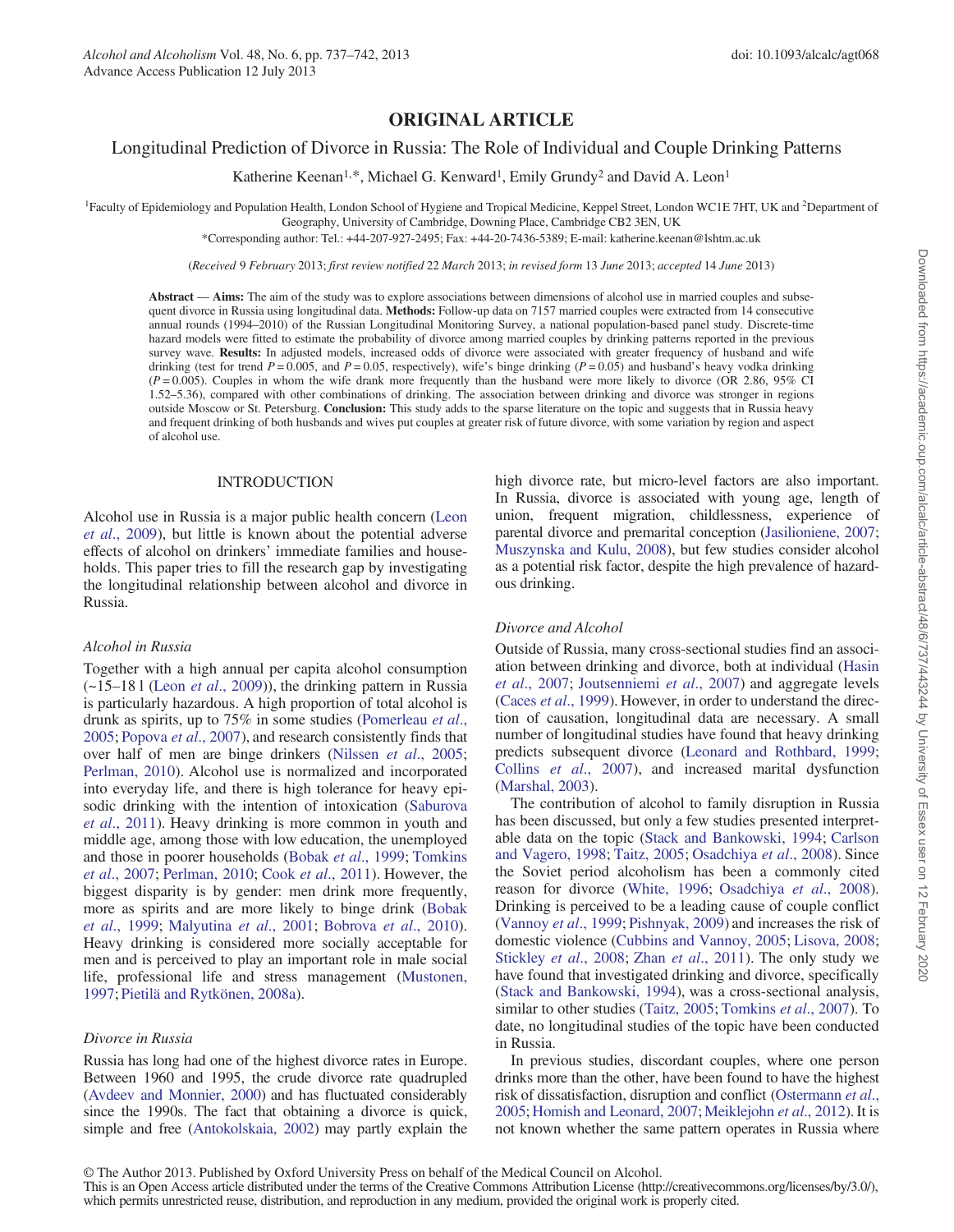# ORIGINAL ARTICLE

## Longitudinal Prediction of Divorce in Russia: The Role of Individual and Couple Drinking Patterns

Katherine Keenan[1,*], Michael G. Kenward[1], Emily Grundy[2] and David A. Leon[1]

[1]Faculty of Epidemiology and Population Health, London School of Hygiene and Tropical Medicine, Keppel Street, London WC1E 7HT, UK and [2]Department of Geography, University of Cambridge, Downing Place, Cambridge CB2 3EN, UK

*Corresponding author: Tel.: +44-207-927-2495; Fax: +44-20-7436-5389; E-mail: katherine.keenan@lshtm.ac.uk

(*Received* 9 *February* 2013; *first review notified* 22 *March* 2013; *in revised form* 13 *June* 2013; *accepted* 14 *June* 2013)

**Abstract** — **Aims:** The aim of the study was to explore associations between dimensions of alcohol use in married couples and subsequent divorce in Russia using longitudinal data. **Methods:** Follow-up data on 7157 married couples were extracted from 14 consecutive annual rounds (1994–2010) of the Russian Longitudinal Monitoring Survey, a national population-based panel study. Discrete-time hazard models were fitted to estimate the probability of divorce among married couples by drinking patterns reported in the previous survey wave. **Results:** In adjusted models, increased odds of divorce were associated with greater frequency of husband and wife drinking (test for trend $P = 0.005$, and $P = 0.05$, respectively), wife's binge drinking ($P = 0.05$) and husband's heavy vodka drinking ($P = 0.005$). Couples in whom the wife drank more frequently than the husband were more likely to divorce (OR 2.86, 95% CI 1.52–5.36), compared with other combinations of drinking. The association between drinking and divorce was stronger in regions outside Moscow or St. Petersburg. **Conclusion:** This study adds to the sparse literature on the topic and suggests that in Russia heavy and frequent drinking of both husbands and wives put couples at greater risk of future divorce, with some variation by region and aspect of alcohol use.

## INTRODUCTION

Alcohol use in Russia is a major public health concern (Leon *et al*., 2009), but little is known about the potential adverse effects of alcohol on drinkers' immediate families and households. This paper tries to fill the research gap by investigating the longitudinal relationship between alcohol and divorce in Russia.

### *Alcohol in Russia*

Together with a high annual per capita alcohol consumption (~15–18 l (Leon *et al*., 2009)), the drinking pattern in Russia is particularly hazardous. A high proportion of total alcohol is drunk as spirits, up to 75% in some studies (Pomerleau *et al*., 2005; Popova *et al*., 2007), and research consistently finds that over half of men are binge drinkers (Nilssen *et al*., 2005; Perlman, 2010). Alcohol use is normalized and incorporated into everyday life, and there is high tolerance for heavy episodic drinking with the intention of intoxication (Saburova *et al*., 2011). Heavy drinking is more common in youth and middle age, among those with low education, the unemployed and those in poorer households (Bobak *et al*., 1999; Tomkins *et al*., 2007; Perlman, 2010; Cook *et al*., 2011). However, the biggest disparity is by gender: men drink more frequently, more as spirits and are more likely to binge drink (Bobak *et al*., 1999; Malyutina *et al*., 2001; Bobrova *et al*., 2010). Heavy drinking is considered more socially acceptable for men and is perceived to play an important role in male social life, professional life and stress management (Mustonen, 1997; Pietilä and Rytkönen, 2008a).

### *Divorce in Russia*

Russia has long had one of the highest divorce rates in Europe. Between 1960 and 1995, the crude divorce rate quadrupled (Avdeev and Monnier, 2000) and has fluctuated considerably since the 1990s. The fact that obtaining a divorce is quick, simple and free (Antokolskaia, 2002) may partly explain the high divorce rate, but micro-level factors are also important. In Russia, divorce is associated with young age, length of union, frequent migration, childlessness, experience of parental divorce and premarital conception (Jasilioniene, 2007; Muszynska and Kulu, 2008), but few studies consider alcohol as a potential risk factor, despite the high prevalence of hazardous drinking.

### *Divorce and Alcohol*

Outside of Russia, many cross-sectional studies find an association between drinking and divorce, both at individual (Hasin *et al*., 2007; Joutsenniemi *et al*., 2007) and aggregate levels (Caces *et al*., 1999). However, in order to understand the direction of causation, longitudinal data are necessary. A small number of longitudinal studies have found that heavy drinking predicts subsequent divorce (Leonard and Rothbard, 1999; Collins *et al*., 2007), and increased marital dysfunction (Marshal, 2003).

The contribution of alcohol to family disruption in Russia has been discussed, but only a few studies presented interpretable data on the topic (Stack and Bankowski, 1994; Carlson and Vagero, 1998; Taitz, 2005; Osadchiya *et al*., 2008). Since the Soviet period alcoholism has been a commonly cited reason for divorce (White, 1996; Osadchiya *et al*., 2008). Drinking is perceived to be a leading cause of couple conflict (Vannoy *et al*., 1999; Pishnyak, 2009) and increases the risk of domestic violence (Cubbins and Vannoy, 2005; Lisova, 2008; Stickley *et al*., 2008; Zhan *et al*., 2011). The only study we have found that investigated drinking and divorce, specifically (Stack and Bankowski, 1994), was a cross-sectional analysis, similar to other studies (Taitz, 2005; Tomkins *et al*., 2007). To date, no longitudinal studies of the topic have been conducted in Russia.

In previous studies, discordant couples, where one person drinks more than the other, have been found to have the highest risk of dissatisfaction, disruption and conflict (Ostermann *et al*., 2005; Homish and Leonard, 2007; Meiklejohn *et al*., 2012). It is not known whether the same pattern operates in Russia where

© The Author 2013. Published by Oxford University Press on behalf of the Medical Council on Alcohol.
This is an Open Access article distributed under the terms of the Creative Commons Attribution License (http://creativecommons.org/licenses/by/3.0/), which permits unrestricted reuse, distribution, and reproduction in any medium, provided the original work is properly cited.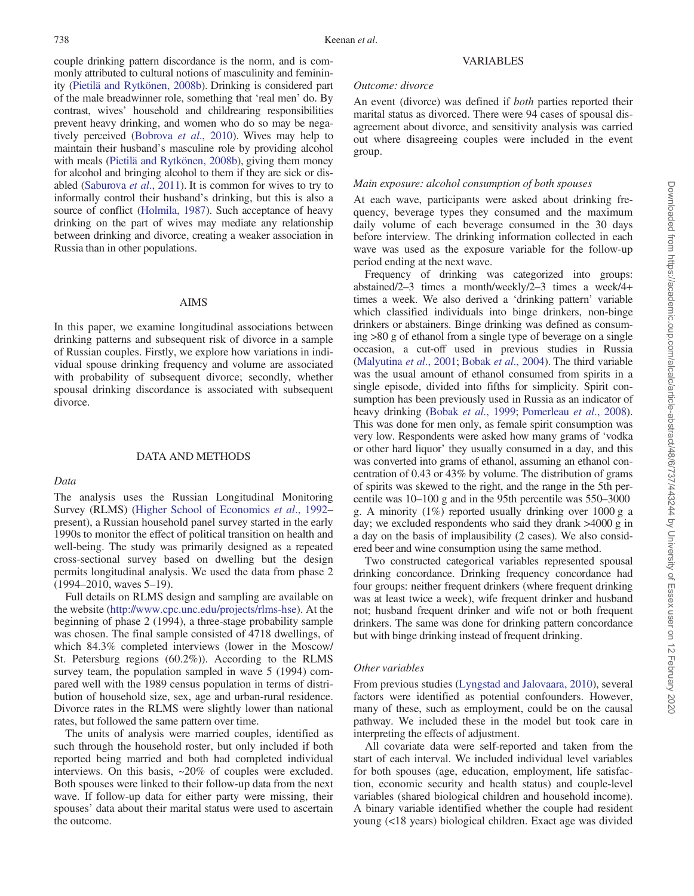couple drinking pattern discordance is the norm, and is commonly attributed to cultural notions of masculinity and femininity (Pietilä and Rytkönen, 2008b). Drinking is considered part of the male breadwinner role, something that 'real men' do. By contrast, wives' household and childrearing responsibilities prevent heavy drinking, and women who do so may be negatively perceived (Bobrova *et al*., 2010). Wives may help to maintain their husband's masculine role by providing alcohol with meals (Pietilä and Rytkönen, 2008b), giving them money for alcohol and bringing alcohol to them if they are sick or disabled (Saburova *et al*., 2011). It is common for wives to try to informally control their husband's drinking, but this is also a source of conflict (Holmila, 1987). Such acceptance of heavy drinking on the part of wives may mediate any relationship between drinking and divorce, creating a weaker association in Russia than in other populations.

## AIMS

In this paper, we examine longitudinal associations between drinking patterns and subsequent risk of divorce in a sample of Russian couples. Firstly, we explore how variations in individual spouse drinking frequency and volume are associated with probability of subsequent divorce; secondly, whether spousal drinking discordance is associated with subsequent divorce.

## DATA AND METHODS

### *Data*

The analysis uses the Russian Longitudinal Monitoring Survey (RLMS) (Higher School of Economics *et al*., 1992–present), a Russian household panel survey started in the early 1990s to monitor the effect of political transition on health and well-being. The study was primarily designed as a repeated cross-sectional survey based on dwelling but the design permits longitudinal analysis. We used the data from phase 2 (1994–2010, waves 5–19).

Full details on RLMS design and sampling are available on the website (http://www.cpc.unc.edu/projects/rlms-hse). At the beginning of phase 2 (1994), a three-stage probability sample was chosen. The final sample consisted of 4718 dwellings, of which 84.3% completed interviews (lower in the Moscow/St. Petersburg regions (60.2%)). According to the RLMS survey team, the population sampled in wave 5 (1994) compared well with the 1989 census population in terms of distribution of household size, sex, age and urban-rural residence. Divorce rates in the RLMS were slightly lower than national rates, but followed the same pattern over time.

The units of analysis were married couples, identified as such through the household roster, but only included if both reported being married and both had completed individual interviews. On this basis, ~20% of couples were excluded. Both spouses were linked to their follow-up data from the next wave. If follow-up data for either party were missing, their spouses' data about their marital status were used to ascertain the outcome.

## VARIABLES

### *Outcome: divorce*

An event (divorce) was defined if *both* parties reported their marital status as divorced. There were 94 cases of spousal disagreement about divorce, and sensitivity analysis was carried out where disagreeing couples were included in the event group.

### *Main exposure: alcohol consumption of both spouses*

At each wave, participants were asked about drinking frequency, beverage types they consumed and the maximum daily volume of each beverage consumed in the 30 days before interview. The drinking information collected in each wave was used as the exposure variable for the follow-up period ending at the next wave.

Frequency of drinking was categorized into groups: abstained/2–3 times a month/weekly/2–3 times a week/4+ times a week. We also derived a 'drinking pattern' variable which classified individuals into binge drinkers, non-binge drinkers or abstainers. Binge drinking was defined as consuming >80 g of ethanol from a single type of beverage on a single occasion, a cut-off used in previous studies in Russia (Malyutina *et al*., 2001; Bobak *et al*., 2004). The third variable was the usual amount of ethanol consumed from spirits in a single episode, divided into fifths for simplicity. Spirit consumption has been previously used in Russia as an indicator of heavy drinking (Bobak *et al*., 1999; Pomerleau *et al*., 2008). This was done for men only, as female spirit consumption was very low. Respondents were asked how many grams of 'vodka or other hard liquor' they usually consumed in a day, and this was converted into grams of ethanol, assuming an ethanol concentration of 0.43 or 43% by volume. The distribution of grams of spirits was skewed to the right, and the range in the 5th percentile was 10–100 g and in the 95th percentile was 550–3000 g. A minority (1%) reported usually drinking over 1000 g a day; we excluded respondents who said they drank >4000 g in a day on the basis of implausibility (2 cases). We also considered beer and wine consumption using the same method.

Two constructed categorical variables represented spousal drinking concordance. Drinking frequency concordance had four groups: neither frequent drinkers (where frequent drinking was at least twice a week), wife frequent drinker and husband not; husband frequent drinker and wife not or both frequent drinkers. The same was done for drinking pattern concordance but with binge drinking instead of frequent drinking.

### *Other variables*

From previous studies (Lyngstad and Jalovaara, 2010), several factors were identified as potential confounders. However, many of these, such as employment, could be on the causal pathway. We included these in the model but took care in interpreting the effects of adjustment.

All covariate data were self-reported and taken from the start of each interval. We included individual level variables for both spouses (age, education, employment, life satisfaction, economic security and health status) and couple-level variables (shared biological children and household income). A binary variable identified whether the couple had resident young (<18 years) biological children. Exact age was divided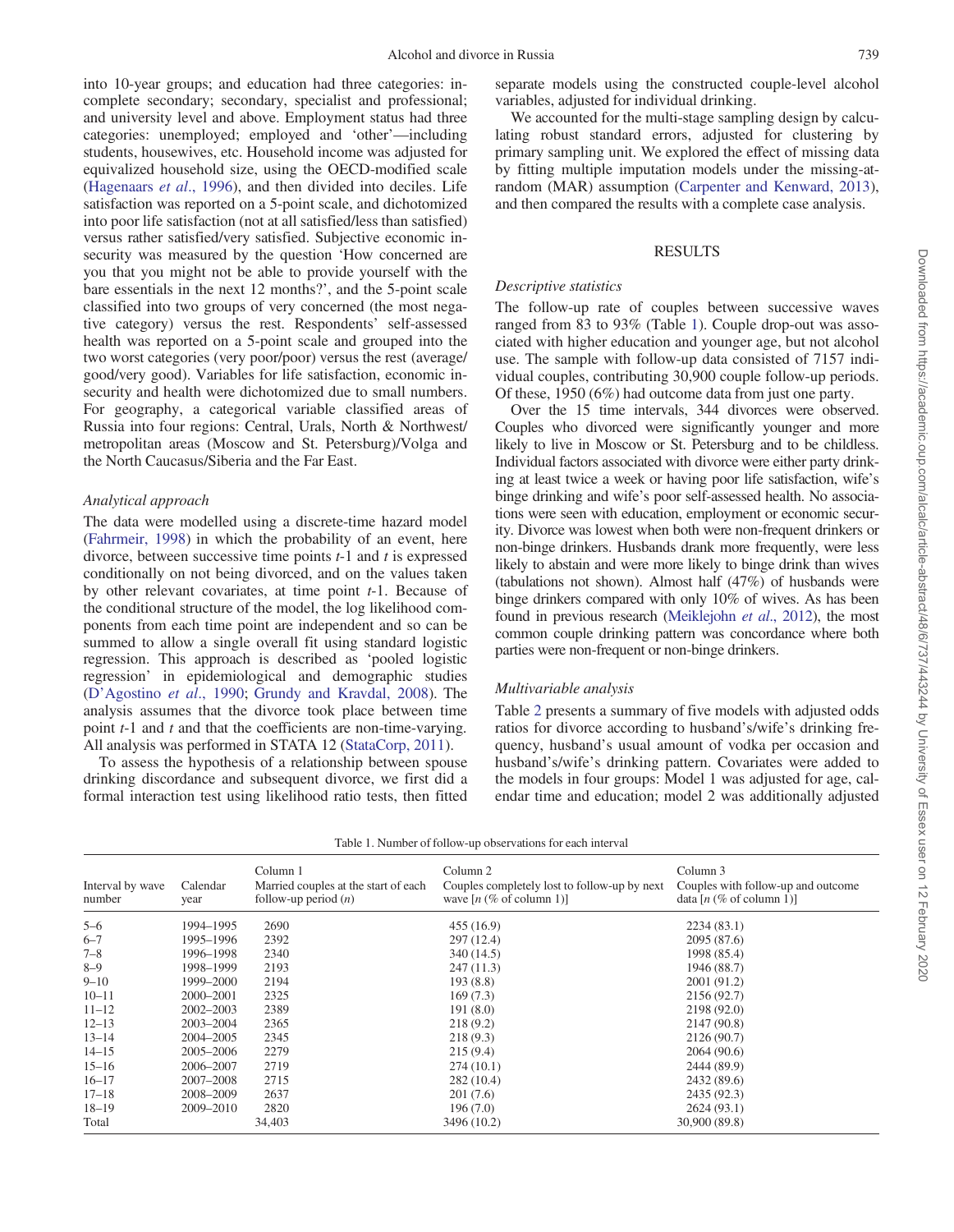into 10-year groups; and education had three categories: incomplete secondary; secondary, specialist and professional; and university level and above. Employment status had three categories: unemployed; employed and 'other'—including students, housewives, etc. Household income was adjusted for equivalized household size, using the OECD-modified scale (Hagenaars *et al*., 1996), and then divided into deciles. Life satisfaction was reported on a 5-point scale, and dichotomized into poor life satisfaction (not at all satisfied/less than satisfied) versus rather satisfied/very satisfied. Subjective economic insecurity was measured by the question 'How concerned are you that you might not be able to provide yourself with the bare essentials in the next 12 months?', and the 5-point scale classified into two groups of very concerned (the most negative category) versus the rest. Respondents' self-assessed health was reported on a 5-point scale and grouped into the two worst categories (very poor/poor) versus the rest (average/good/very good). Variables for life satisfaction, economic insecurity and health were dichotomized due to small numbers. For geography, a categorical variable classified areas of Russia into four regions: Central, Urals, North & Northwest/metropolitan areas (Moscow and St. Petersburg)/Volga and the North Caucasus/Siberia and the Far East.

### *Analytical approach*

The data were modelled using a discrete-time hazard model (Fahrmeir, 1998) in which the probability of an event, here divorce, between successive time points $t$-1 and $t$ is expressed conditionally on not being divorced, and on the values taken by other relevant covariates, at time point $t$-1. Because of the conditional structure of the model, the log likelihood components from each time point are independent and so can be summed to allow a single overall fit using standard logistic regression. This approach is described as 'pooled logistic regression' in epidemiological and demographic studies (D'Agostino *et al*., 1990; Grundy and Kravdal, 2008). The analysis assumes that the divorce took place between time point $t$-1 and $t$ and that the coefficients are non-time-varying. All analysis was performed in STATA 12 (StataCorp, 2011).

To assess the hypothesis of a relationship between spouse drinking discordance and subsequent divorce, we first did a formal interaction test using likelihood ratio tests, then fitted separate models using the constructed couple-level alcohol variables, adjusted for individual drinking.

We accounted for the multi-stage sampling design by calculating robust standard errors, adjusted for clustering by primary sampling unit. We explored the effect of missing data by fitting multiple imputation models under the missing-at-random (MAR) assumption (Carpenter and Kenward, 2013), and then compared the results with a complete case analysis.

## RESULTS

### *Descriptive statistics*

The follow-up rate of couples between successive waves ranged from 83 to 93% (Table 1). Couple drop-out was associated with higher education and younger age, but not alcohol use. The sample with follow-up data consisted of 7157 individual couples, contributing 30,900 couple follow-up periods. Of these, 1950 (6%) had outcome data from just one party.

Over the 15 time intervals, 344 divorces were observed. Couples who divorced were significantly younger and more likely to live in Moscow or St. Petersburg and to be childless. Individual factors associated with divorce were either party drinking at least twice a week or having poor life satisfaction, wife's binge drinking and wife's poor self-assessed health. No associations were seen with education, employment or economic security. Divorce was lowest when both were non-frequent drinkers or non-binge drinkers. Husbands drank more frequently, were less likely to abstain and were more likely to binge drink than wives (tabulations not shown). Almost half (47%) of husbands were binge drinkers compared with only 10% of wives. As has been found in previous research (Meiklejohn *et al*., 2012), the most common couple drinking pattern was concordance where both parties were non-frequent or non-binge drinkers.

### *Multivariable analysis*

Table 2 presents a summary of five models with adjusted odds ratios for divorce according to husband's/wife's drinking frequency, husband's usual amount of vodka per occasion and husband's/wife's drinking pattern. Covariates were added to the models in four groups: Model 1 was adjusted for age, calendar time and education; model 2 was additionally adjusted

Table 1. Number of follow-up observations for each interval

| Interval by wave number | Calendar year | Column 1<br>Married couples at the start of each follow-up period ($n$) | Column 2<br>Couples completely lost to follow-up by next wave [$n$ (% of column 1)] | Column 3<br>Couples with follow-up and outcome data [$n$ (% of column 1)] |
|---|---|---|---|---|
| 5–6 | 1994–1995 | 2690 | 455 (16.9) | 2234 (83.1) |
| 6–7 | 1995–1996 | 2392 | 297 (12.4) | 2095 (87.6) |
| 7–8 | 1996–1998 | 2340 | 340 (14.5) | 1998 (85.4) |
| 8–9 | 1998–1999 | 2193 | 247 (11.3) | 1946 (88.7) |
| 9–10 | 1999–2000 | 2194 | 193 (8.8) | 2001 (91.2) |
| 10–11 | 2000–2001 | 2325 | 169 (7.3) | 2156 (92.7) |
| 11–12 | 2002–2003 | 2389 | 191 (8.0) | 2198 (92.0) |
| 12–13 | 2003–2004 | 2365 | 218 (9.2) | 2147 (90.8) |
| 13–14 | 2004–2005 | 2345 | 218 (9.3) | 2126 (90.7) |
| 14–15 | 2005–2006 | 2279 | 215 (9.4) | 2064 (90.6) |
| 15–16 | 2006–2007 | 2719 | 274 (10.1) | 2444 (89.9) |
| 16–17 | 2007–2008 | 2715 | 282 (10.4) | 2432 (89.6) |
| 17–18 | 2008–2009 | 2637 | 201 (7.6) | 2435 (92.3) |
| 18–19 | 2009–2010 | 2820 | 196 (7.0) | 2624 (93.1) |
| Total | | 34,403 | 3496 (10.2) | 30,900 (89.8) |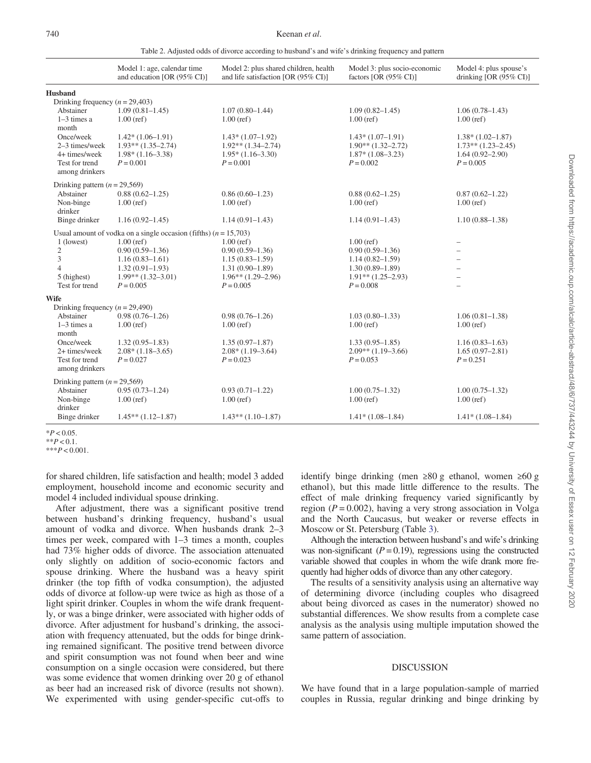Table 2. Adjusted odds of divorce according to husband's and wife's drinking frequency and pattern

| | Model 1: age, calendar time and education [OR (95% CI)] | Model 2: plus shared children, health and life satisfaction [OR (95% CI)] | Model 3: plus socio-economic factors [OR (95% CI)] | Model 4: plus spouse's drinking [OR (95% CI)] |
|---|---|---|---|---|
| **Husband** | | | | |
| Drinking frequency ($n = 29,403$) | | | | |
| Abstainer | 1.09 (0.81–1.45) | 1.07 (0.80–1.44) | 1.09 (0.82–1.45) | 1.06 (0.78–1.43) |
| 1–3 times a month | 1.00 (ref) | 1.00 (ref) | 1.00 (ref) | 1.00 (ref) |
| Once/week | 1.42* (1.06–1.91) | 1.43* (1.07–1.92) | 1.43* (1.07–1.91) | 1.38* (1.02–1.87) |
| 2–3 times/week | 1.93** (1.35–2.74) | 1.92** (1.34–2.74) | 1.90** (1.32–2.72) | 1.73** (1.23–2.45) |
| 4+ times/week | 1.98* (1.16–3.38) | 1.95* (1.16–3.30) | 1.87* (1.08–3.23) | 1.64 (0.92–2.90) |
| Test for trend among drinkers | $P = 0.001$ | $P = 0.001$ | $P = 0.002$ | $P = 0.005$ |
| Drinking pattern ($n = 29,569$) | | | | |
| Abstainer | 0.88 (0.62–1.25) | 0.86 (0.60–1.23) | 0.88 (0.62–1.25) | 0.87 (0.62–1.22) |
| Non-binge drinker | 1.00 (ref) | 1.00 (ref) | 1.00 (ref) | 1.00 (ref) |
| Binge drinker | 1.16 (0.92–1.45) | 1.14 (0.91–1.43) | 1.14 (0.91–1.43) | 1.10 (0.88–1.38) |
| Usual amount of vodka on a single occasion (fifths) ($n = 15,703$) | | | | |
| 1 (lowest) | 1.00 (ref) | 1.00 (ref) | 1.00 (ref) | – |
| 2 | 0.90 (0.59–1.36) | 0.90 (0.59–1.36) | 0.90 (0.59–1.36) | – |
| 3 | 1.16 (0.83–1.61) | 1.15 (0.83–1.59) | 1.14 (0.82–1.59) | – |
| 4 | 1.32 (0.91–1.93) | 1.31 (0.90–1.89) | 1.30 (0.89–1.89) | – |
| 5 (highest) | 1.99** (1.32–3.01) | 1.96** (1.29–2.96) | 1.91** (1.25–2.93) | – |
| Test for trend | $P = 0.005$ | $P = 0.005$ | $P = 0.008$ | – |
| **Wife** | | | | |
| Drinking frequency ($n = 29,490$) | | | | |
| Abstainer | 0.98 (0.76–1.26) | 0.98 (0.76–1.26) | 1.03 (0.80–1.33) | 1.06 (0.81–1.38) |
| 1–3 times a month | 1.00 (ref) | 1.00 (ref) | 1.00 (ref) | 1.00 (ref) |
| Once/week | 1.32 (0.95–1.83) | 1.35 (0.97–1.87) | 1.33 (0.95–1.85) | 1.16 (0.83–1.63) |
| 2+ times/week | 2.08* (1.18–3.65) | 2.08* (1.19–3.64) | 2.09** (1.19–3.66) | 1.65 (0.97–2.81) |
| Test for trend among drinkers | $P = 0.027$ | $P = 0.023$ | $P = 0.053$ | $P = 0.251$ |
| Drinking pattern ($n = 29,569$) | | | | |
| Abstainer | 0.95 (0.73–1.24) | 0.93 (0.71–1.22) | 1.00 (0.75–1.32) | 1.00 (0.75–1.32) |
| Non-binge drinker | 1.00 (ref) | 1.00 (ref) | 1.00 (ref) | 1.00 (ref) |
| Binge drinker | 1.45** (1.12–1.87) | 1.43** (1.10–1.87) | 1.41* (1.08–1.84) | 1.41* (1.08–1.84) |

*$P < 0.05$.
**$P < 0.1$.
***$P < 0.001$.

for shared children, life satisfaction and health; model 3 added employment, household income and economic security and model 4 included individual spouse drinking.

After adjustment, there was a significant positive trend between husband's drinking frequency, husband's usual amount of vodka and divorce. When husbands drank 2–3 times per week, compared with 1–3 times a month, couples had 73% higher odds of divorce. The association attenuated only slightly on addition of socio-economic factors and spouse drinking. Where the husband was a heavy spirit drinker (the top fifth of vodka consumption), the adjusted odds of divorce at follow-up were twice as high as those of a light spirit drinker. Couples in whom the wife drank frequently, or was a binge drinker, were associated with higher odds of divorce. After adjustment for husband's drinking, the association with frequency attenuated, but the odds for binge drinking remained significant. The positive trend between divorce and spirit consumption was not found when beer and wine consumption on a single occasion were considered, but there was some evidence that women drinking over 20 g of ethanol as beer had an increased risk of divorce (results not shown). We experimented with using gender-specific cut-offs to identify binge drinking (men ≥80 g ethanol, women ≥60 g ethanol), but this made little difference to the results. The effect of male drinking frequency varied significantly by region ($P = 0.002$), having a very strong association in Volga and the North Caucasus, but weaker or reverse effects in Moscow or St. Petersburg (Table 3).

Although the interaction between husband's and wife's drinking was non-significant ($P = 0.19$), regressions using the constructed variable showed that couples in whom the wife drank more frequently had higher odds of divorce than any other category.

The results of a sensitivity analysis using an alternative way of determining divorce (including couples who disagreed about being divorced as cases in the numerator) showed no substantial differences. We show results from a complete case analysis as the analysis using multiple imputation showed the same pattern of association.

## DISCUSSION

We have found that in a large population-sample of married couples in Russia, regular drinking and binge drinking by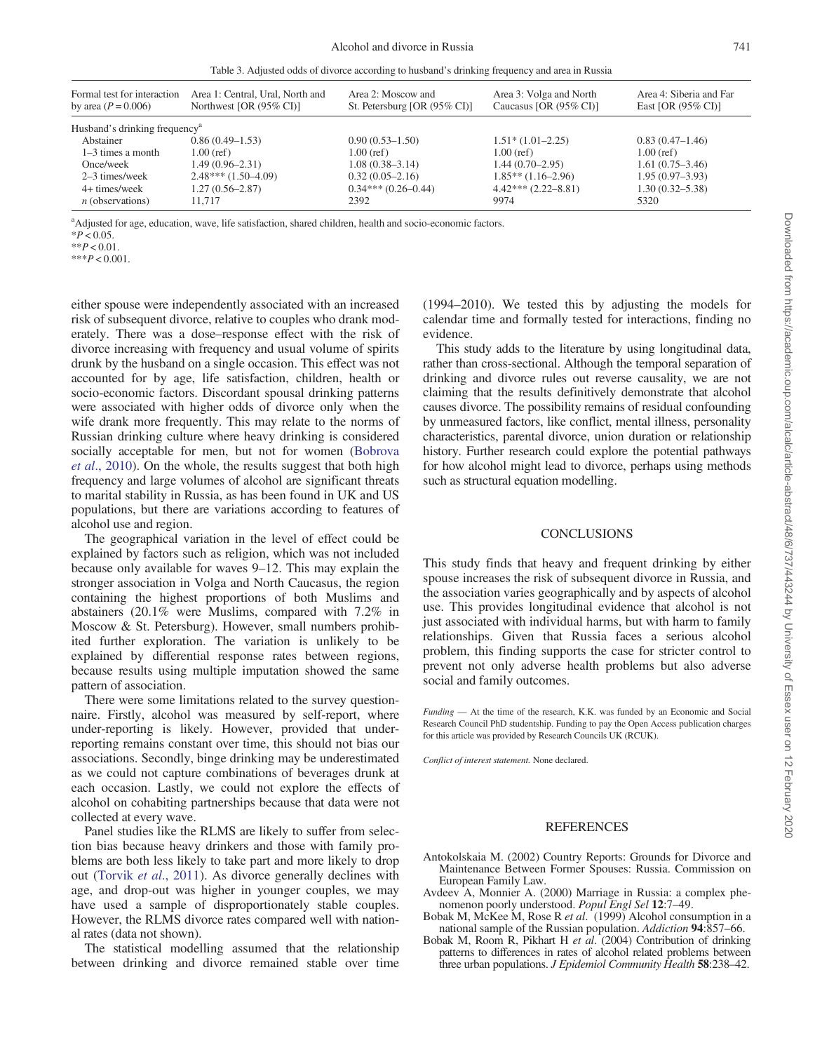Table 3. Adjusted odds of divorce according to husband's drinking frequency and area in Russia

| Formal test for interaction by area ($P = 0.006$) | Area 1: Central, Ural, North and Northwest [OR (95% CI)] | Area 2: Moscow and St. Petersburg [OR (95% CI)] | Area 3: Volga and North Caucasus [OR (95% CI)] | Area 4: Siberia and Far East [OR (95% CI)] |
|---|---|---|---|---|
| Husband's drinking frequency[a] | | | | |
| Abstainer | 0.86 (0.49–1.53) | 0.90 (0.53–1.50) | 1.51* (1.01–2.25) | 0.83 (0.47–1.46) |
| 1–3 times a month | 1.00 (ref) | 1.00 (ref) | 1.00 (ref) | 1.00 (ref) |
| Once/week | 1.49 (0.96–2.31) | 1.08 (0.38–3.14) | 1.44 (0.70–2.95) | 1.61 (0.75–3.46) |
| 2–3 times/week | 2.48*** (1.50–4.09) | 0.32 (0.05–2.16) | 1.85** (1.16–2.96) | 1.95 (0.97–3.93) |
| 4+ times/week | 1.27 (0.56–2.87) | 0.34*** (0.26–0.44) | 4.42*** (2.22–8.81) | 1.30 (0.32–5.38) |
| *n* (observations) | 11,717 | 2392 | 9974 | 5320 |

[a]Adjusted for age, education, wave, life satisfaction, shared children, health and socio-economic factors.
*$P < 0.05$.
**$P < 0.01$.
***$P < 0.001$.

either spouse were independently associated with an increased risk of subsequent divorce, relative to couples who drank moderately. There was a dose–response effect with the risk of divorce increasing with frequency and usual volume of spirits drunk by the husband on a single occasion. This effect was not accounted for by age, life satisfaction, children, health or socio-economic factors. Discordant spousal drinking patterns were associated with higher odds of divorce only when the wife drank more frequently. This may relate to the norms of Russian drinking culture where heavy drinking is considered socially acceptable for men, but not for women (Bobrova *et al*., 2010). On the whole, the results suggest that both high frequency and large volumes of alcohol are significant threats to marital stability in Russia, as has been found in UK and US populations, but there are variations according to features of alcohol use and region.

The geographical variation in the level of effect could be explained by factors such as religion, which was not included because only available for waves 9–12. This may explain the stronger association in Volga and North Caucasus, the region containing the highest proportions of both Muslims and abstainers (20.1% were Muslims, compared with 7.2% in Moscow & St. Petersburg). However, small numbers prohibited further exploration. The variation is unlikely to be explained by differential response rates between regions, because results using multiple imputation showed the same pattern of association.

There were some limitations related to the survey questionnaire. Firstly, alcohol was measured by self-report, where under-reporting is likely. However, provided that under-reporting remains constant over time, this should not bias our associations. Secondly, binge drinking may be underestimated as we could not capture combinations of beverages drunk at each occasion. Lastly, we could not explore the effects of alcohol on cohabiting partnerships because that data were not collected at every wave.

Panel studies like the RLMS are likely to suffer from selection bias because heavy drinkers and those with family problems are both less likely to take part and more likely to drop out (Torvik *et al*., 2011). As divorce generally declines with age, and drop-out was higher in younger couples, we may have used a sample of disproportionately stable couples. However, the RLMS divorce rates compared well with national rates (data not shown).

The statistical modelling assumed that the relationship between drinking and divorce remained stable over time (1994–2010). We tested this by adjusting the models for calendar time and formally tested for interactions, finding no evidence.

This study adds to the literature by using longitudinal data, rather than cross-sectional. Although the temporal separation of drinking and divorce rules out reverse causality, we are not claiming that the results definitively demonstrate that alcohol causes divorce. The possibility remains of residual confounding by unmeasured factors, like conflict, mental illness, personality characteristics, parental divorce, union duration or relationship history. Further research could explore the potential pathways for how alcohol might lead to divorce, perhaps using methods such as structural equation modelling.

## CONCLUSIONS

This study finds that heavy and frequent drinking by either spouse increases the risk of subsequent divorce in Russia, and the association varies geographically and by aspects of alcohol use. This provides longitudinal evidence that alcohol is not just associated with individual harms, but with harm to family relationships. Given that Russia faces a serious alcohol problem, this finding supports the case for stricter control to prevent not only adverse health problems but also adverse social and family outcomes.

*Funding* — At the time of the research, K.K. was funded by an Economic and Social Research Council PhD studentship. Funding to pay the Open Access publication charges for this article was provided by Research Councils UK (RCUK).

*Conflict of interest statement.* None declared.

## REFERENCES

Antokolskaia M. (2002) Country Reports: Grounds for Divorce and Maintenance Between Former Spouses: Russia. Commission on European Family Law.

Avdeev A, Monnier A. (2000) Marriage in Russia: a complex phenomenon poorly understood. *Popul Engl Sel* **12**:7–49.

Bobak M, McKee M, Rose R *et al*. (1999) Alcohol consumption in a national sample of the Russian population. *Addiction* **94**:857–66.

Bobak M, Room R, Pikhart H *et al*. (2004) Contribution of drinking patterns to differences in rates of alcohol related problems between three urban populations. *J Epidemiol Community Health* **58**:238–42.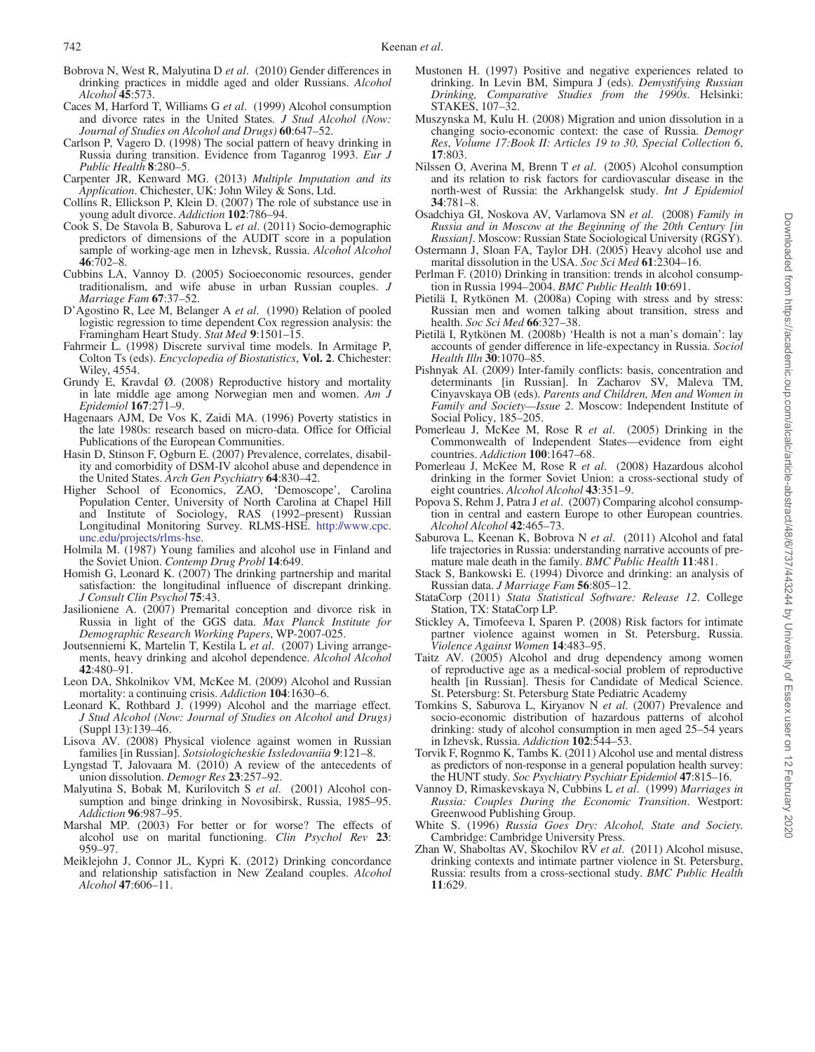Bobrova N, West R, Malyutina D *et al*. (2010) Gender differences in drinking practices in middle aged and older Russians. *Alcohol Alcohol* **45**:573.

Caces M, Harford T, Williams G *et al*. (1999) Alcohol consumption and divorce rates in the United States. *J Stud Alcohol (Now: Journal of Studies on Alcohol and Drugs)* **60**:647–52.

Carlson P, Vagero D. (1998) The social pattern of heavy drinking in Russia during transition. Evidence from Taganrog 1993. *Eur J Public Health* **8**:280–5.

Carpenter JR, Kenward MG. (2013) *Multiple Imputation and its Application*. Chichester, UK: John Wiley & Sons, Ltd.

Collins R, Ellickson P, Klein D. (2007) The role of substance use in young adult divorce. *Addiction* **102**:786–94.

Cook S, De Stavola B, Saburova L *et al*. (2011) Socio-demographic predictors of dimensions of the AUDIT score in a population sample of working-age men in Izhevsk, Russia. *Alcohol Alcohol* **46**:702–8.

Cubbins LA, Vannoy D. (2005) Socioeconomic resources, gender traditionalism, and wife abuse in urban Russian couples. *J Marriage Fam* **67**:37–52.

D'Agostino R, Lee M, Belanger A *et al*. (1990) Relation of pooled logistic regression to time dependent Cox regression analysis: the Framingham Heart Study. *Stat Med* **9**:1501–15.

Fahrmeir L. (1998) Discrete survival time models. In Armitage P, Colton Ts (eds). *Encyclopedia of Biostatistics*, **Vol. 2**. Chichester: Wiley, 4554.

Grundy E, Kravdal Ø. (2008) Reproductive history and mortality in late middle age among Norwegian men and women. *Am J Epidemiol* **167**:271–9.

Hagenaars AJM, De Vos K, Zaidi MA. (1996) Poverty statistics in the late 1980s: research based on micro-data. Office for Official Publications of the European Communities.

Hasin D, Stinson F, Ogburn E. (2007) Prevalence, correlates, disability and comorbidity of DSM-IV alcohol abuse and dependence in the United States. *Arch Gen Psychiatry* **64**:830–42.

Higher School of Economics, ZAO, 'Demoscope', Carolina Population Center, University of North Carolina at Chapel Hill and Institute of Sociology, RAS (1992–present) Russian Longitudinal Monitoring Survey. RLMS-HSE. http://www.cpc.unc.edu/projects/rlms-hse.

Holmila M. (1987) Young families and alcohol use in Finland and the Soviet Union. *Contemp Drug Probl* **14**:649.

Homish G, Leonard K. (2007) The drinking partnership and marital satisfaction: the longitudinal influence of discrepant drinking. *J Consult Clin Psychol* **75**:43.

Jasilioniene A. (2007) Premarital conception and divorce risk in Russia in light of the GGS data. *Max Planck Institute for Demographic Research Working Papers*, WP-2007-025.

Joutsenniemi K, Martelin T, Kestila L *et al*. (2007) Living arrangements, heavy drinking and alcohol dependence. *Alcohol Alcohol* **42**:480–91.

Leon DA, Shkolnikov VM, McKee M. (2009) Alcohol and Russian mortality: a continuing crisis. *Addiction* **104**:1630–6.

Leonard K, Rothbard J. (1999) Alcohol and the marriage effect. *J Stud Alcohol (Now: Journal of Studies on Alcohol and Drugs)* (Suppl 13):139–46.

Lisova AV. (2008) Physical violence against women in Russian families [in Russian]. *Sotsiologicheskie Issledovaniia* **9**:121–8.

Lyngstad T, Jalovaara M. (2010) A review of the antecedents of union dissolution. *Demogr Res* **23**:257–92.

Malyutina S, Bobak M, Kurilovitch S *et al*. (2001) Alcohol consumption and binge drinking in Novosibirsk, Russia, 1985–95. *Addiction* **96**:987–95.

Marshal MP. (2003) For better or for worse? The effects of alcohol use on marital functioning. *Clin Psychol Rev* **23**: 959–97.

Meiklejohn J, Connor JL, Kypri K. (2012) Drinking concordance and relationship satisfaction in New Zealand couples. *Alcohol Alcohol* **47**:606–11.

Mustonen H. (1997) Positive and negative experiences related to drinking. In Levin BM, Simpura J (eds). *Demystifying Russian Drinking, Comparative Studies from the 1990s*. Helsinki: STAKES, 107–32.

Muszynska M, Kulu H. (2008) Migration and union dissolution in a changing socio-economic context: the case of Russia. *Demogr Res*, *Volume 17:Book II: Articles 19 to 30, Special Collection 6*, **17**:803.

Nilssen O, Averina M, Brenn T *et al*. (2005) Alcohol consumption and its relation to risk factors for cardiovascular disease in the north-west of Russia: the Arkhangelsk study. *Int J Epidemiol* **34**:781–8.

Osadchiya GI, Noskova AV, Varlamova SN *et al*. (2008) *Family in Russia and in Moscow at the Beginning of the 20th Century [in Russian]*. Moscow: Russian State Sociological University (RGSY).

Ostermann J, Sloan FA, Taylor DH. (2005) Heavy alcohol use and marital dissolution in the USA. *Soc Sci Med* **61**:2304–16.

Perlman F. (2010) Drinking in transition: trends in alcohol consumption in Russia 1994–2004. *BMC Public Health* **10**:691.

Pietilä I, Rytkönen M. (2008a) Coping with stress and by stress: Russian men and women talking about transition, stress and health. *Soc Sci Med* **66**:327–38.

Pietilä I, Rytkönen M. (2008b) 'Health is not a man's domain': lay accounts of gender difference in life-expectancy in Russia. *Sociol Health Illn* **30**:1070–85.

Pishnyak AI. (2009) Inter-family conflicts: basis, concentration and determinants [in Russian]. In Zacharov SV, Maleva TM, Cinyavskaya OB (eds). *Parents and Children, Men and Women in Family and Society—Issue 2*. Moscow: Independent Institute of Social Policy, 185–205.

Pomerleau J, McKee M, Rose R *et al*. (2005) Drinking in the Commonwealth of Independent States—evidence from eight countries. *Addiction* **100**:1647–68.

Pomerleau J, McKee M, Rose R *et al*. (2008) Hazardous alcohol drinking in the former Soviet Union: a cross-sectional study of eight countries. *Alcohol Alcohol* **43**:351–9.

Popova S, Rehm J, Patra J *et al*. (2007) Comparing alcohol consumption in central and eastern Europe to other European countries. *Alcohol Alcohol* **42**:465–73.

Saburova L, Keenan K, Bobrova N *et al*. (2011) Alcohol and fatal life trajectories in Russia: understanding narrative accounts of premature male death in the family. *BMC Public Health* **11**:481.

Stack S, Bankowski E. (1994) Divorce and drinking: an analysis of Russian data. *J Marriage Fam* **56**:805–12.

StataCorp (2011) *Stata Statistical Software: Release 12*. College Station, TX: StataCorp LP.

Stickley A, Timofeeva I, Sparen P. (2008) Risk factors for intimate partner violence against women in St. Petersburg, Russia. *Violence Against Women* **14**:483–95.

Taitz AV. (2005) Alcohol and drug dependency among women of reproductive age as a medical-social problem of reproductive health [in Russian]. Thesis for Candidate of Medical Science. St. Petersburg: St. Petersburg State Pediatric Academy

Tomkins S, Saburova L, Kiryanov N *et al*. (2007) Prevalence and socio-economic distribution of hazardous patterns of alcohol drinking: study of alcohol consumption in men aged 25–54 years in Izhevsk, Russia. *Addiction* **102**:544–53.

Torvik F, Rognmo K, Tambs K. (2011) Alcohol use and mental distress as predictors of non-response in a general population health survey: the HUNT study. *Soc Psychiatry Psychiatr Epidemiol* **47**:815–16.

Vannoy D, Rimaskevskaya N, Cubbins L *et al*. (1999) *Marriages in Russia: Couples During the Economic Transition*. Westport: Greenwood Publishing Group.

White S. (1996) *Russia Goes Dry: Alcohol, State and Society*. Cambridge: Cambridge University Press.

Zhan W, Shaboltas AV, Skochilov RV *et al*. (2011) Alcohol misuse, drinking contexts and intimate partner violence in St. Petersburg, Russia: results from a cross-sectional study. *BMC Public Health* **11**:629.